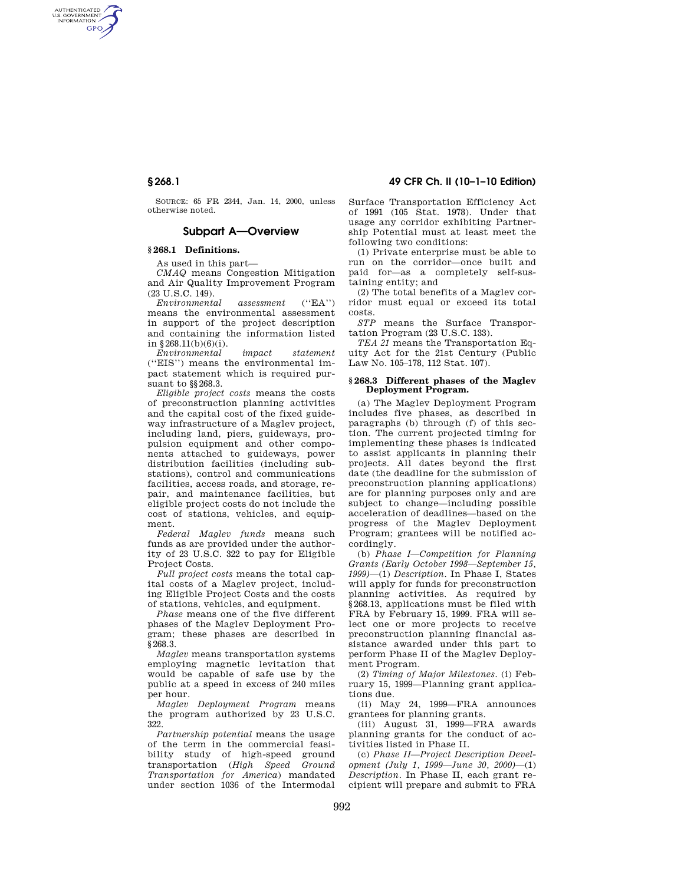SOURCE: 65 FR 2344, Jan. 14, 2000, unless otherwise noted.

## Subpart A—Overview

### § 268.1 Definitions.

As used in this part—

*CMAQ* means Congestion Mitigation and Air Quality Improvement Program (23 U.S.C. 149).

*Environmental assessment* (''EA'') means the environmental assessment in support of the project description and containing the information listed in § 268.11(b)(6)(i).

*Environmental impact statement* (''EIS'') means the environmental impact statement which is required pursuant to §§ 268.3.

*Eligible project costs* means the costs of preconstruction planning activities and the capital cost of the fixed guideway infrastructure of a Maglev project, including land, piers, guideways, propulsion equipment and other components attached to guideways, power distribution facilities (including substations), control and communications facilities, access roads, and storage, repair, and maintenance facilities, but eligible project costs do not include the cost of stations, vehicles, and equipment.

*Federal Maglev funds* means such funds as are provided under the authority of 23 U.S.C. 322 to pay for Eligible Project Costs.

*Full project costs* means the total capital costs of a Maglev project, including Eligible Project Costs and the costs of stations, vehicles, and equipment.

*Phase* means one of the five different phases of the Maglev Deployment Program; these phases are described in § 268.3.

*Maglev* means transportation systems employing magnetic levitation that would be capable of safe use by the public at a speed in excess of 240 miles per hour.

*Maglev Deployment Program* means the program authorized by 23 U.S.C. 322.

*Partnership potential* means the usage of the term in the commercial feasibility study of high-speed ground transportation (*High Speed Ground Transportation for America*) mandated under section 1036 of the Intermodal Surface Transportation Efficiency Act of 1991 (105 Stat. 1978). Under that usage any corridor exhibiting Partnership Potential must at least meet the following two conditions:

(1) Private enterprise must be able to run on the corridor—once built and paid for—as a completely self-sustaining entity; and

(2) The total benefits of a Maglev corridor must equal or exceed its total costs.

*STP* means the Surface Transportation Program (23 U.S.C. 133).

*TEA 21* means the Transportation Equity Act for the 21st Century (Public Law No. 105–178, 112 Stat. 107).

### § 268.3 Different phases of the Maglev Deployment Program.

(a) The Maglev Deployment Program includes five phases, as described in paragraphs (b) through (f) of this section. The current projected timing for implementing these phases is indicated to assist applicants in planning their projects. All dates beyond the first date (the deadline for the submission of preconstruction planning applications) are for planning purposes only and are subject to change—including possible acceleration of deadlines—based on the progress of the Maglev Deployment Program; grantees will be notified accordingly.

(b) *Phase I—Competition for Planning Grants (Early October 1998—September 15, 1999)*—(1) *Description.* In Phase I, States will apply for funds for preconstruction planning activities. As required by § 268.13, applications must be filed with FRA by February 15, 1999. FRA will select one or more projects to receive preconstruction planning financial assistance awarded under this part to perform Phase II of the Maglev Deployment Program.

(2) *Timing of Major Milestones.* (i) February 15, 1999—Planning grant applications due.

(ii) May 24, 1999—FRA announces grantees for planning grants.

(iii) August 31, 1999—FRA awards planning grants for the conduct of activities listed in Phase II.

(c) *Phase II—Project Description Development (July 1, 1999—June 30, 2000)*—(1) *Description.* In Phase II, each grant recipient will prepare and submit to FRA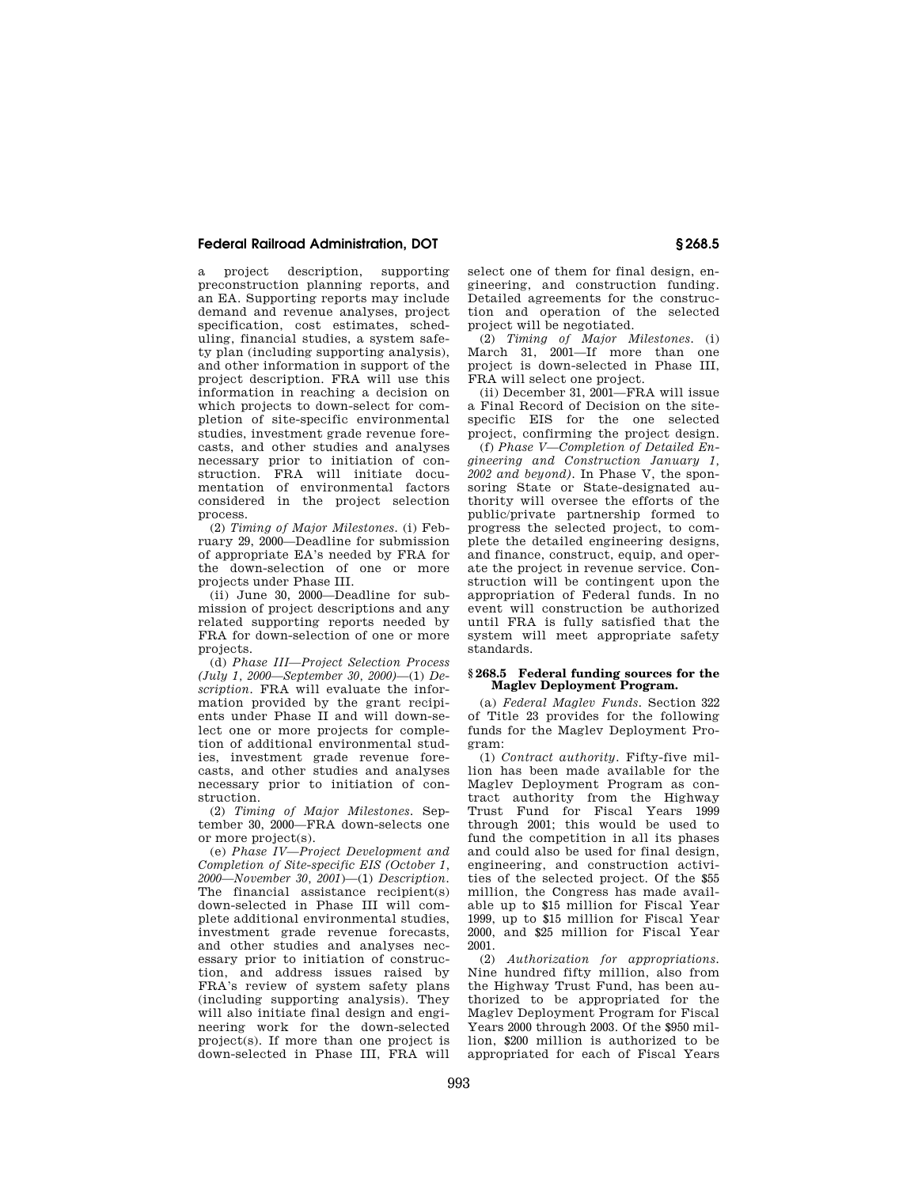a project description, supporting preconstruction planning reports, and an EA. Supporting reports may include demand and revenue analyses, project specification, cost estimates, scheduling, financial studies, a system safety plan (including supporting analysis), and other information in support of the project description. FRA will use this information in reaching a decision on which projects to down-select for completion of site-specific environmental studies, investment grade revenue forecasts, and other studies and analyses necessary prior to initiation of construction. FRA will initiate documentation of environmental factors considered in the project selection process.

(2) *Timing of Major Milestones.* (i) February 29, 2000—Deadline for submission of appropriate EA's needed by FRA for the down-selection of one or more projects under Phase III.

(ii) June 30, 2000—Deadline for submission of project descriptions and any related supporting reports needed by FRA for down-selection of one or more projects.

(d) *Phase III—Project Selection Process (July 1, 2000—September 30, 2000)*—(1) *Description.* FRA will evaluate the information provided by the grant recipients under Phase II and will down-select one or more projects for completion of additional environmental studies, investment grade revenue forecasts, and other studies and analyses necessary prior to initiation of construction.

(2) *Timing of Major Milestones.* September 30, 2000—FRA down-selects one or more project(s).

(e) *Phase IV—Project Development and Completion of Site-specific EIS (October 1, 2000—November 30, 2001)*—(1) *Description.* The financial assistance recipient(s) down-selected in Phase III will complete additional environmental studies, investment grade revenue forecasts, and other studies and analyses necessary prior to initiation of construction, and address issues raised by FRA's review of system safety plans (including supporting analysis). They will also initiate final design and engineering work for the down-selected project(s). If more than one project is down-selected in Phase III, FRA will select one of them for final design, engineering, and construction funding. Detailed agreements for the construction and operation of the selected project will be negotiated.

(2) *Timing of Major Milestones.* (i) March 31, 2001—If more than one project is down-selected in Phase III, FRA will select one project.

(ii) December 31, 2001—FRA will issue a Final Record of Decision on the site-specific EIS for the one selected project, confirming the project design.

(f) *Phase V—Completion of Detailed Engineering and Construction January 1, 2002 and beyond).* In Phase V, the sponsoring State or State-designated authority will oversee the efforts of the public/private partnership formed to progress the selected project, to complete the detailed engineering designs, and finance, construct, equip, and operate the project in revenue service. Construction will be contingent upon the appropriation of Federal funds. In no event will construction be authorized until FRA is fully satisfied that the system will meet appropriate safety standards.

## § 268.5 Federal funding sources for the Maglev Deployment Program.

(a) *Federal Maglev Funds.* Section 322 of Title 23 provides for the following funds for the Maglev Deployment Program:

(1) *Contract authority.* Fifty-five million has been made available for the Maglev Deployment Program as contract authority from the Highway Trust Fund for Fiscal Years 1999 through 2001; this would be used to fund the competition in all its phases and could also be used for final design, engineering, and construction activities of the selected project. Of the $55 million, the Congress has made available up to $15 million for Fiscal Year 1999, up to $15 million for Fiscal Year 2000, and $25 million for Fiscal Year 2001.

(2) *Authorization for appropriations.* Nine hundred fifty million, also from the Highway Trust Fund, has been authorized to be appropriated for the Maglev Deployment Program for Fiscal Years 2000 through 2003. Of the $950 million, $200 million is authorized to be appropriated for each of Fiscal Years